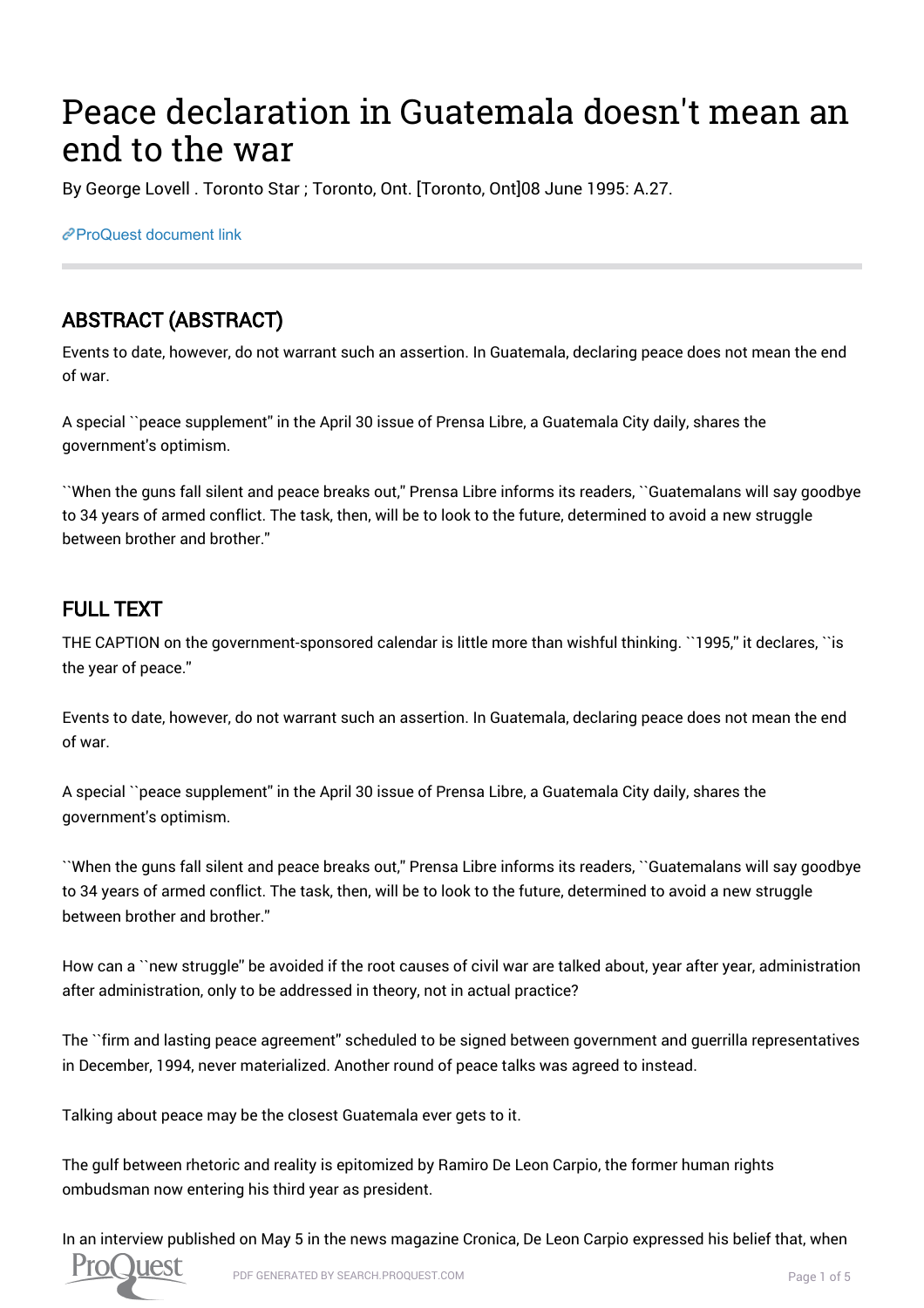# Peace declaration in Guatemala doesn't mean an end to the war

By George Lovell . Toronto Star ; Toronto, Ont. [Toronto, Ont]08 June 1995: A.27.

ProQuest document link

## ABSTRACT (ABSTRACT)

Events to date, however, do not warrant such an assertion. In Guatemala, declaring peace does not mean the end of war.

A special ``peace supplement'' in the April 30 issue of Prensa Libre, a Guatemala City daily, shares the government's optimism.

``When the guns fall silent and peace breaks out,'' Prensa Libre informs its readers, ``Guatemalans will say goodbye to 34 years of armed conflict. The task, then, will be to look to the future, determined to avoid a new struggle between brother and brother.''

## FULL TEXT

THE CAPTION on the government-sponsored calendar is little more than wishful thinking. ``1995,'' it declares, ``is the year of peace.''

Events to date, however, do not warrant such an assertion. In Guatemala, declaring peace does not mean the end of war.

A special ``peace supplement'' in the April 30 issue of Prensa Libre, a Guatemala City daily, shares the government's optimism.

``When the guns fall silent and peace breaks out,'' Prensa Libre informs its readers, ``Guatemalans will say goodbye to 34 years of armed conflict. The task, then, will be to look to the future, determined to avoid a new struggle between brother and brother.''

How can a ``new struggle'' be avoided if the root causes of civil war are talked about, year after year, administration after administration, only to be addressed in theory, not in actual practice?

The ``firm and lasting peace agreement'' scheduled to be signed between government and guerrilla representatives in December, 1994, never materialized. Another round of peace talks was agreed to instead.

Talking about peace may be the closest Guatemala ever gets to it.

The gulf between rhetoric and reality is epitomized by Ramiro De Leon Carpio, the former human rights ombudsman now entering his third year as president.

In an interview published on May 5 in the news magazine Cronica, De Leon Carpio expressed his belief that, when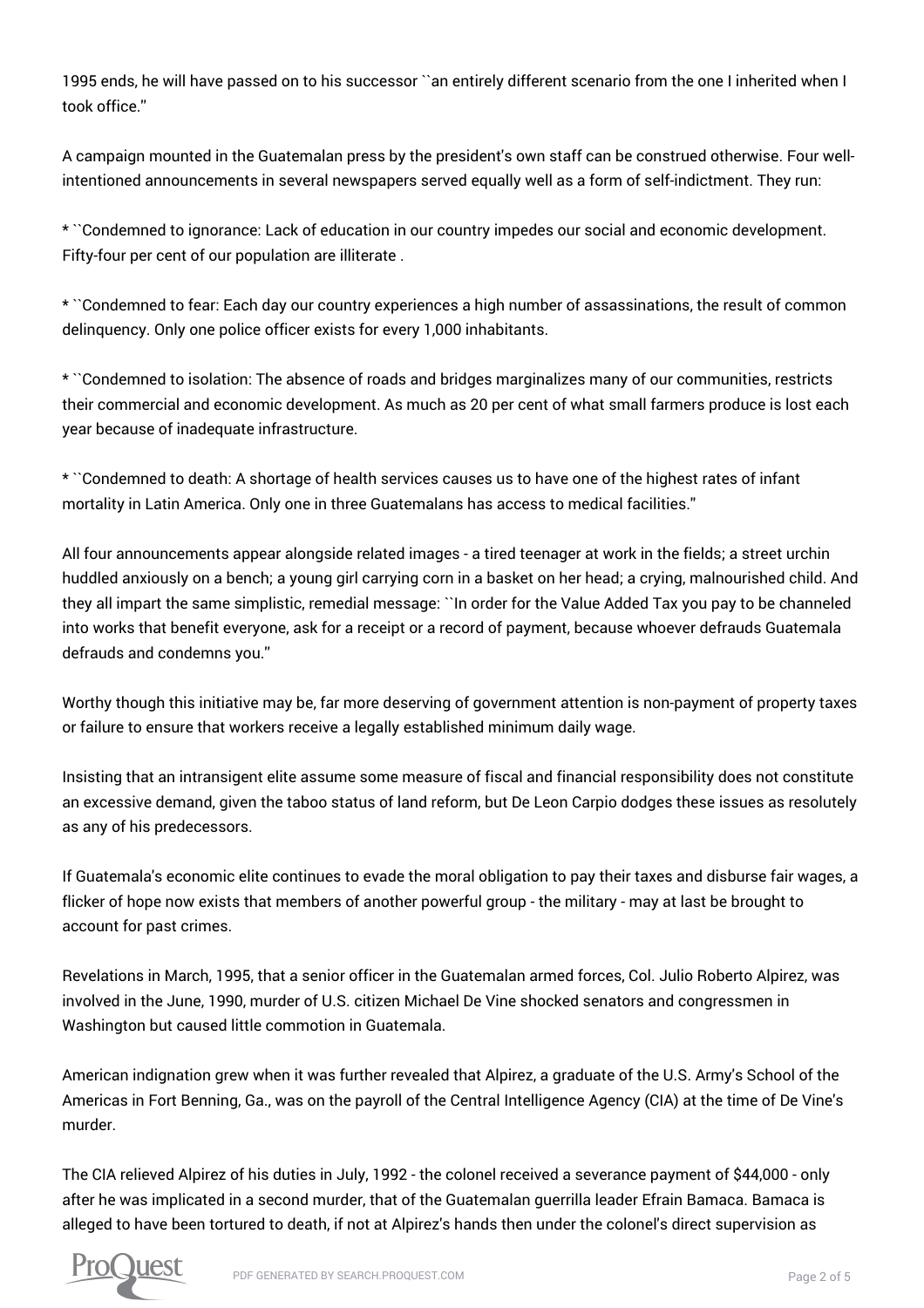1995 ends, he will have passed on to his successor ``an entirely different scenario from the one I inherited when I took office.''

A campaign mounted in the Guatemalan press by the president's own staff can be construed otherwise. Four well-intentioned announcements in several newspapers served equally well as a form of self-indictment. They run:

* ``Condemned to ignorance: Lack of education in our country impedes our social and economic development. Fifty-four per cent of our population are illiterate .

* ``Condemned to fear: Each day our country experiences a high number of assassinations, the result of common delinquency. Only one police officer exists for every 1,000 inhabitants.

* ``Condemned to isolation: The absence of roads and bridges marginalizes many of our communities, restricts their commercial and economic development. As much as 20 per cent of what small farmers produce is lost each year because of inadequate infrastructure.

* ``Condemned to death: A shortage of health services causes us to have one of the highest rates of infant mortality in Latin America. Only one in three Guatemalans has access to medical facilities.''

All four announcements appear alongside related images - a tired teenager at work in the fields; a street urchin huddled anxiously on a bench; a young girl carrying corn in a basket on her head; a crying, malnourished child. And they all impart the same simplistic, remedial message: ``In order for the Value Added Tax you pay to be channeled into works that benefit everyone, ask for a receipt or a record of payment, because whoever defrauds Guatemala defrauds and condemns you.''

Worthy though this initiative may be, far more deserving of government attention is non-payment of property taxes or failure to ensure that workers receive a legally established minimum daily wage.

Insisting that an intransigent elite assume some measure of fiscal and financial responsibility does not constitute an excessive demand, given the taboo status of land reform, but De Leon Carpio dodges these issues as resolutely as any of his predecessors.

If Guatemala's economic elite continues to evade the moral obligation to pay their taxes and disburse fair wages, a flicker of hope now exists that members of another powerful group - the military - may at last be brought to account for past crimes.

Revelations in March, 1995, that a senior officer in the Guatemalan armed forces, Col. Julio Roberto Alpirez, was involved in the June, 1990, murder of U.S. citizen Michael De Vine shocked senators and congressmen in Washington but caused little commotion in Guatemala.

American indignation grew when it was further revealed that Alpirez, a graduate of the U.S. Army's School of the Americas in Fort Benning, Ga., was on the payroll of the Central Intelligence Agency (CIA) at the time of De Vine's murder.

The CIA relieved Alpirez of his duties in July, 1992 - the colonel received a severance payment of $44,000 - only after he was implicated in a second murder, that of the Guatemalan guerrilla leader Efrain Bamaca. Bamaca is alleged to have been tortured to death, if not at Alpirez's hands then under the colonel's direct supervision as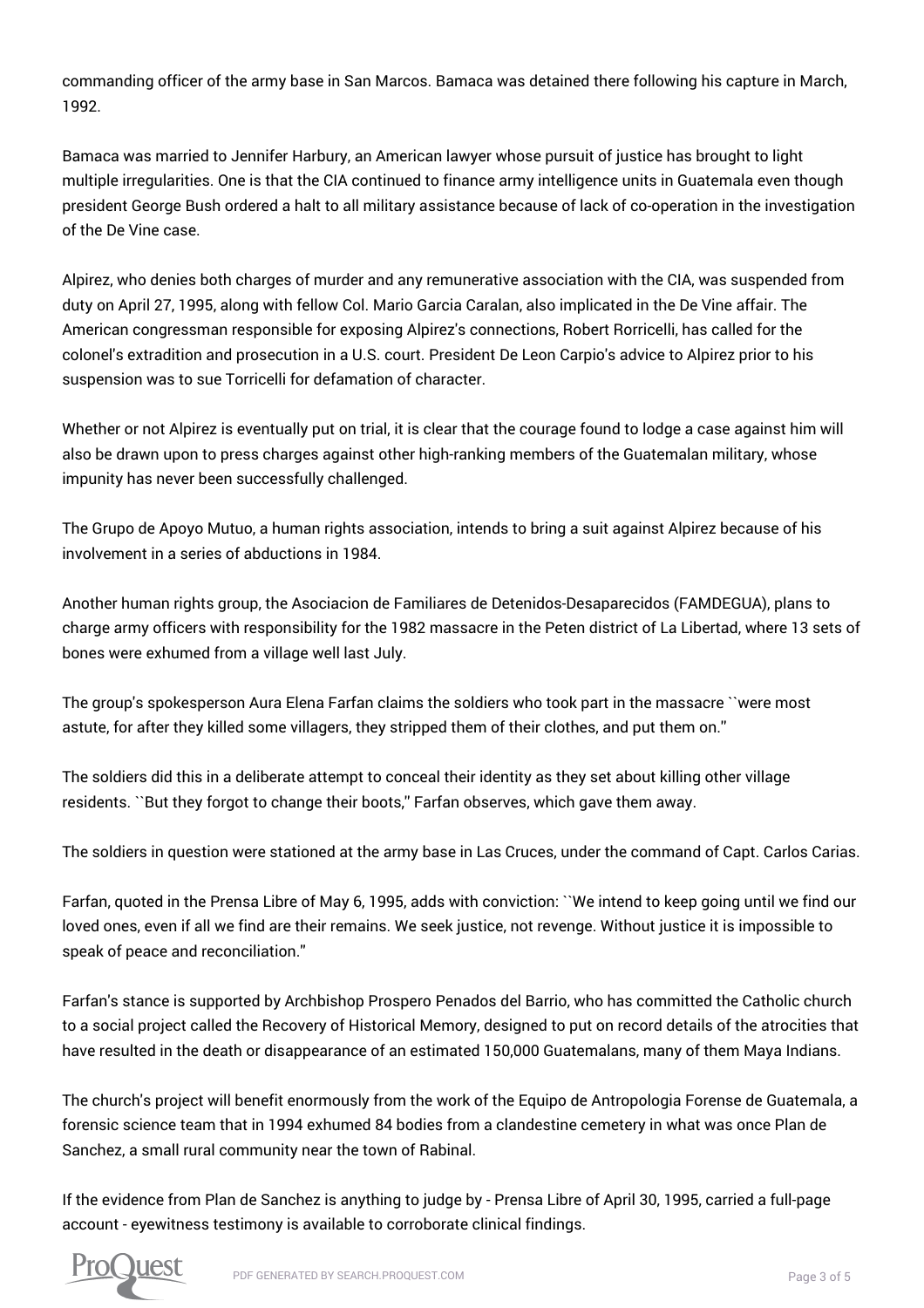commanding officer of the army base in San Marcos. Bamaca was detained there following his capture in March, 1992.

Bamaca was married to Jennifer Harbury, an American lawyer whose pursuit of justice has brought to light multiple irregularities. One is that the CIA continued to finance army intelligence units in Guatemala even though president George Bush ordered a halt to all military assistance because of lack of co-operation in the investigation of the De Vine case.

Alpirez, who denies both charges of murder and any remunerative association with the CIA, was suspended from duty on April 27, 1995, along with fellow Col. Mario Garcia Caralan, also implicated in the De Vine affair. The American congressman responsible for exposing Alpirez's connections, Robert Rorricelli, has called for the colonel's extradition and prosecution in a U.S. court. President De Leon Carpio's advice to Alpirez prior to his suspension was to sue Torricelli for defamation of character.

Whether or not Alpirez is eventually put on trial, it is clear that the courage found to lodge a case against him will also be drawn upon to press charges against other high-ranking members of the Guatemalan military, whose impunity has never been successfully challenged.

The Grupo de Apoyo Mutuo, a human rights association, intends to bring a suit against Alpirez because of his involvement in a series of abductions in 1984.

Another human rights group, the Asociacion de Familiares de Detenidos-Desaparecidos (FAMDEGUA), plans to charge army officers with responsibility for the 1982 massacre in the Peten district of La Libertad, where 13 sets of bones were exhumed from a village well last July.

The group's spokesperson Aura Elena Farfan claims the soldiers who took part in the massacre ``were most astute, for after they killed some villagers, they stripped them of their clothes, and put them on.''

The soldiers did this in a deliberate attempt to conceal their identity as they set about killing other village residents. ``But they forgot to change their boots,'' Farfan observes, which gave them away.

The soldiers in question were stationed at the army base in Las Cruces, under the command of Capt. Carlos Carias.

Farfan, quoted in the Prensa Libre of May 6, 1995, adds with conviction: ``We intend to keep going until we find our loved ones, even if all we find are their remains. We seek justice, not revenge. Without justice it is impossible to speak of peace and reconciliation.''

Farfan's stance is supported by Archbishop Prospero Penados del Barrio, who has committed the Catholic church to a social project called the Recovery of Historical Memory, designed to put on record details of the atrocities that have resulted in the death or disappearance of an estimated 150,000 Guatemalans, many of them Maya Indians.

The church's project will benefit enormously from the work of the Equipo de Antropologia Forense de Guatemala, a forensic science team that in 1994 exhumed 84 bodies from a clandestine cemetery in what was once Plan de Sanchez, a small rural community near the town of Rabinal.

If the evidence from Plan de Sanchez is anything to judge by - Prensa Libre of April 30, 1995, carried a full-page account - eyewitness testimony is available to corroborate clinical findings.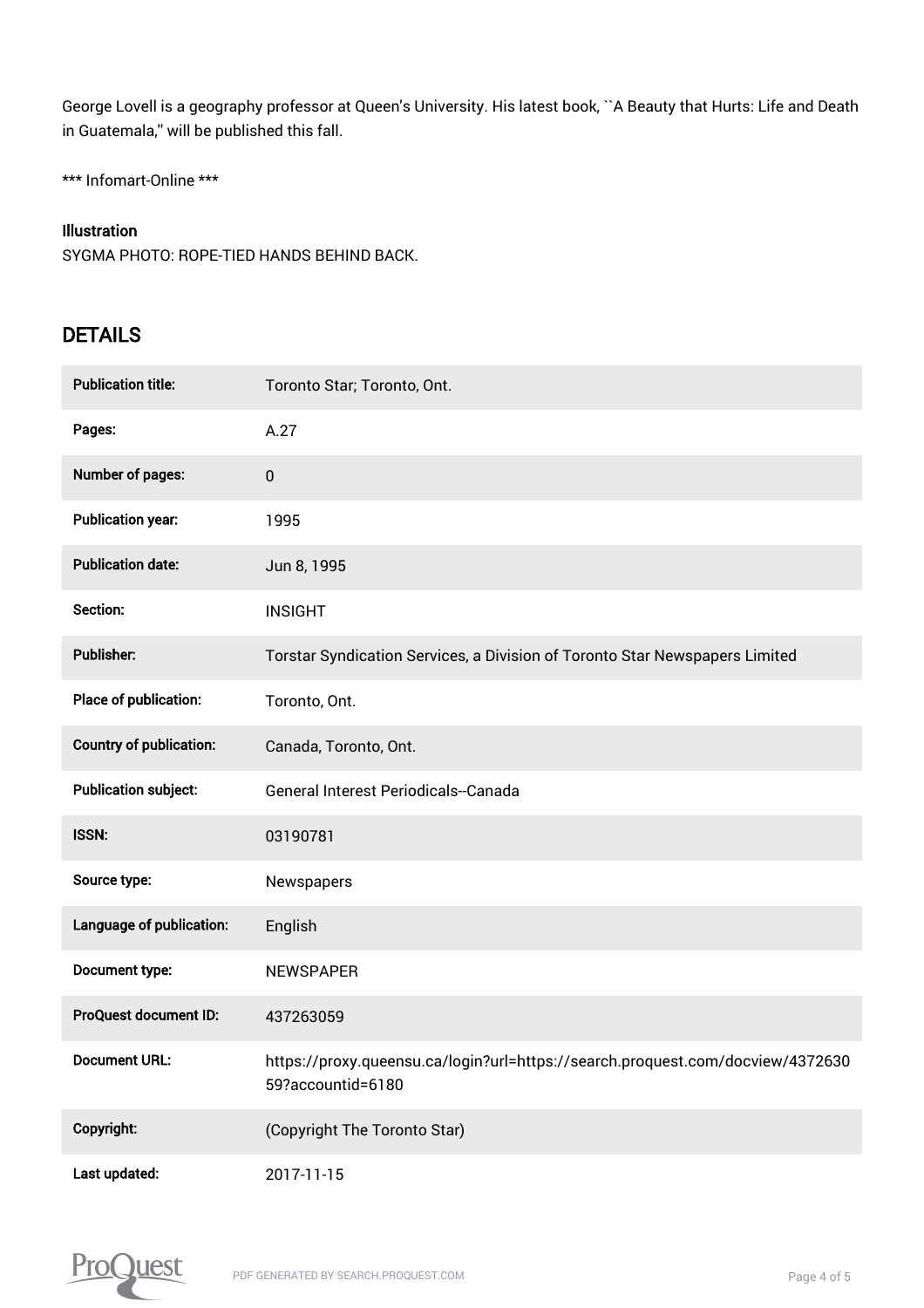George Lovell is a geography professor at Queen's University. His latest book, ``A Beauty that Hurts: Life and Death in Guatemala,'' will be published this fall.

*** Infomart-Online ***

**Illustration**

SYGMA PHOTO: ROPE-TIED HANDS BEHIND BACK.

## DETAILS

| | |
|---|---|
| **Publication title:** | Toronto Star; Toronto, Ont. |
| **Pages:** | A.27 |
| **Number of pages:** | 0 |
| **Publication year:** | 1995 |
| **Publication date:** | Jun 8, 1995 |
| **Section:** | INSIGHT |
| **Publisher:** | Torstar Syndication Services, a Division of Toronto Star Newspapers Limited |
| **Place of publication:** | Toronto, Ont. |
| **Country of publication:** | Canada, Toronto, Ont. |
| **Publication subject:** | General Interest Periodicals--Canada |
| **ISSN:** | 03190781 |
| **Source type:** | Newspapers |
| **Language of publication:** | English |
| **Document type:** | NEWSPAPER |
| **ProQuest document ID:** | 437263059 |
| **Document URL:** | https://proxy.queensu.ca/login?url=https://search.proquest.com/docview/437263059?accountid=6180 |
| **Copyright:** | (Copyright The Toronto Star) |
| **Last updated:** | 2017-11-15 |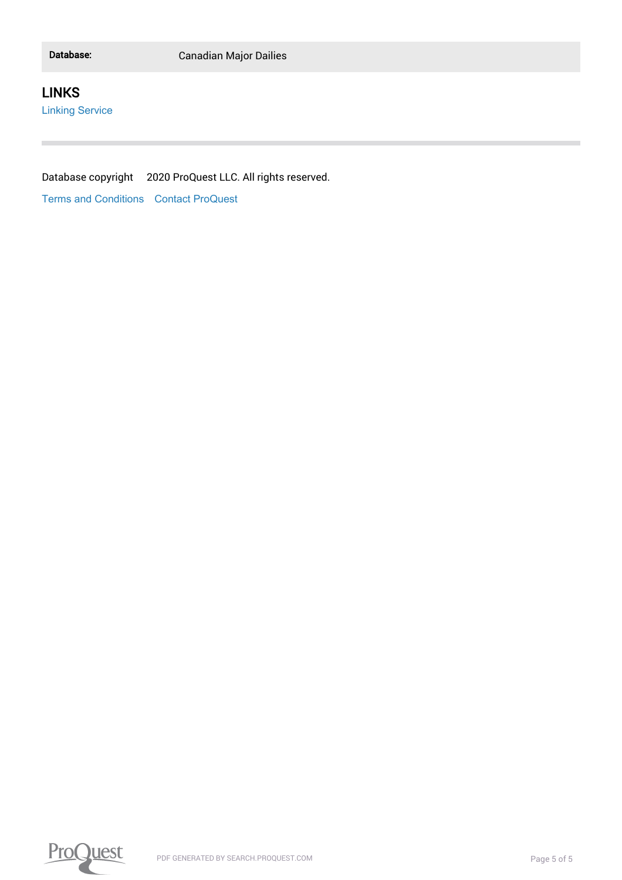| Database: | Canadian Major Dailies |
| --- | --- |

## LINKS

Linking Service

Database copyright 2020 ProQuest LLC. All rights reserved.

Terms and Conditions Contact ProQuest